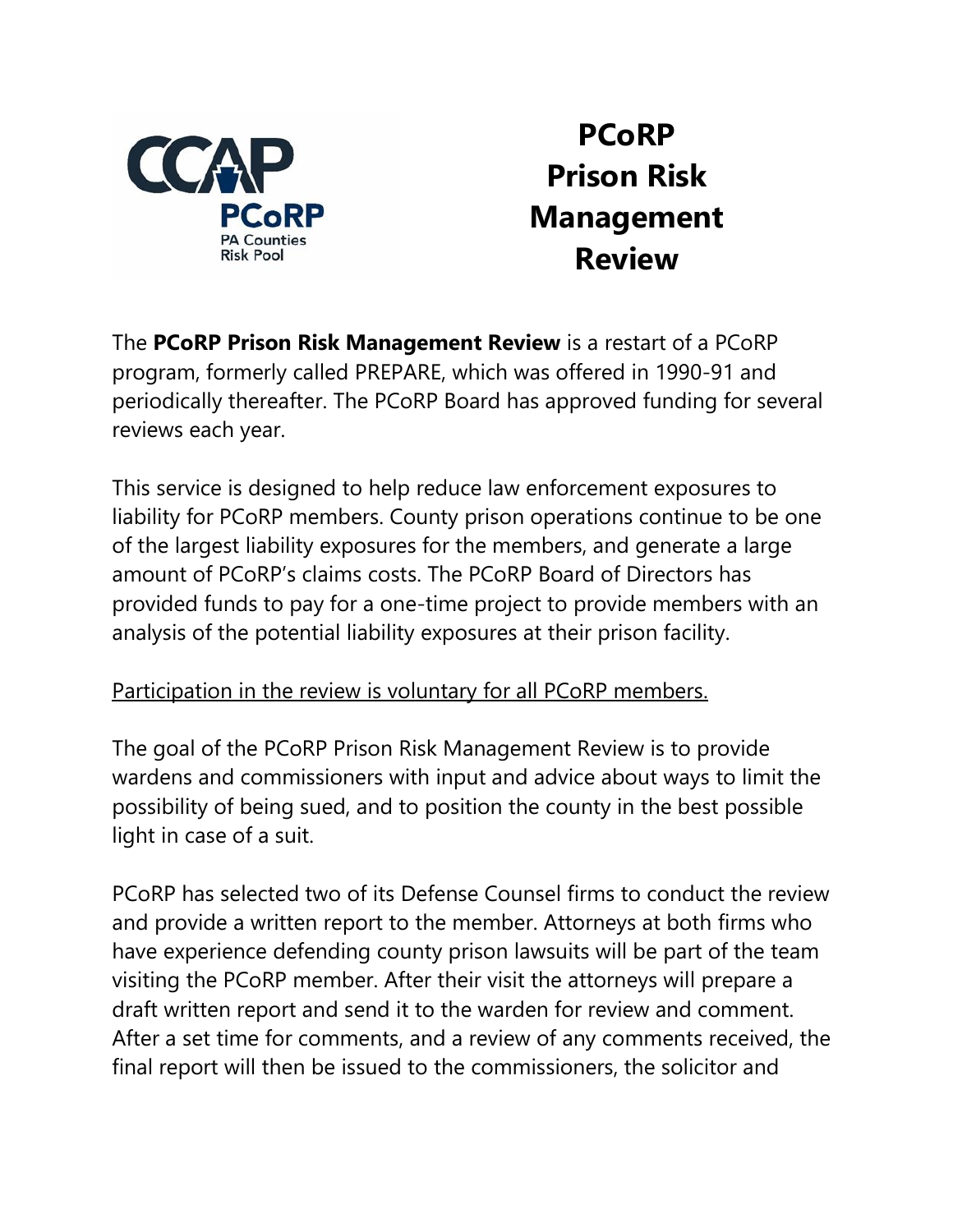# PCoRP Prison Risk Management Review

The **PCoRP Prison Risk Management Review** is a restart of a PCoRP program, formerly called PREPARE, which was offered in 1990-91 and periodically thereafter. The PCoRP Board has approved funding for several reviews each year.

This service is designed to help reduce law enforcement exposures to liability for PCoRP members. County prison operations continue to be one of the largest liability exposures for the members, and generate a large amount of PCoRP's claims costs. The PCoRP Board of Directors has provided funds to pay for a one-time project to provide members with an analysis of the potential liability exposures at their prison facility.

<u>Participation in the review is voluntary for all PCoRP members.</u>

The goal of the PCoRP Prison Risk Management Review is to provide wardens and commissioners with input and advice about ways to limit the possibility of being sued, and to position the county in the best possible light in case of a suit.

PCoRP has selected two of its Defense Counsel firms to conduct the review and provide a written report to the member. Attorneys at both firms who have experience defending county prison lawsuits will be part of the team visiting the PCoRP member. After their visit the attorneys will prepare a draft written report and send it to the warden for review and comment. After a set time for comments, and a review of any comments received, the final report will then be issued to the commissioners, the solicitor and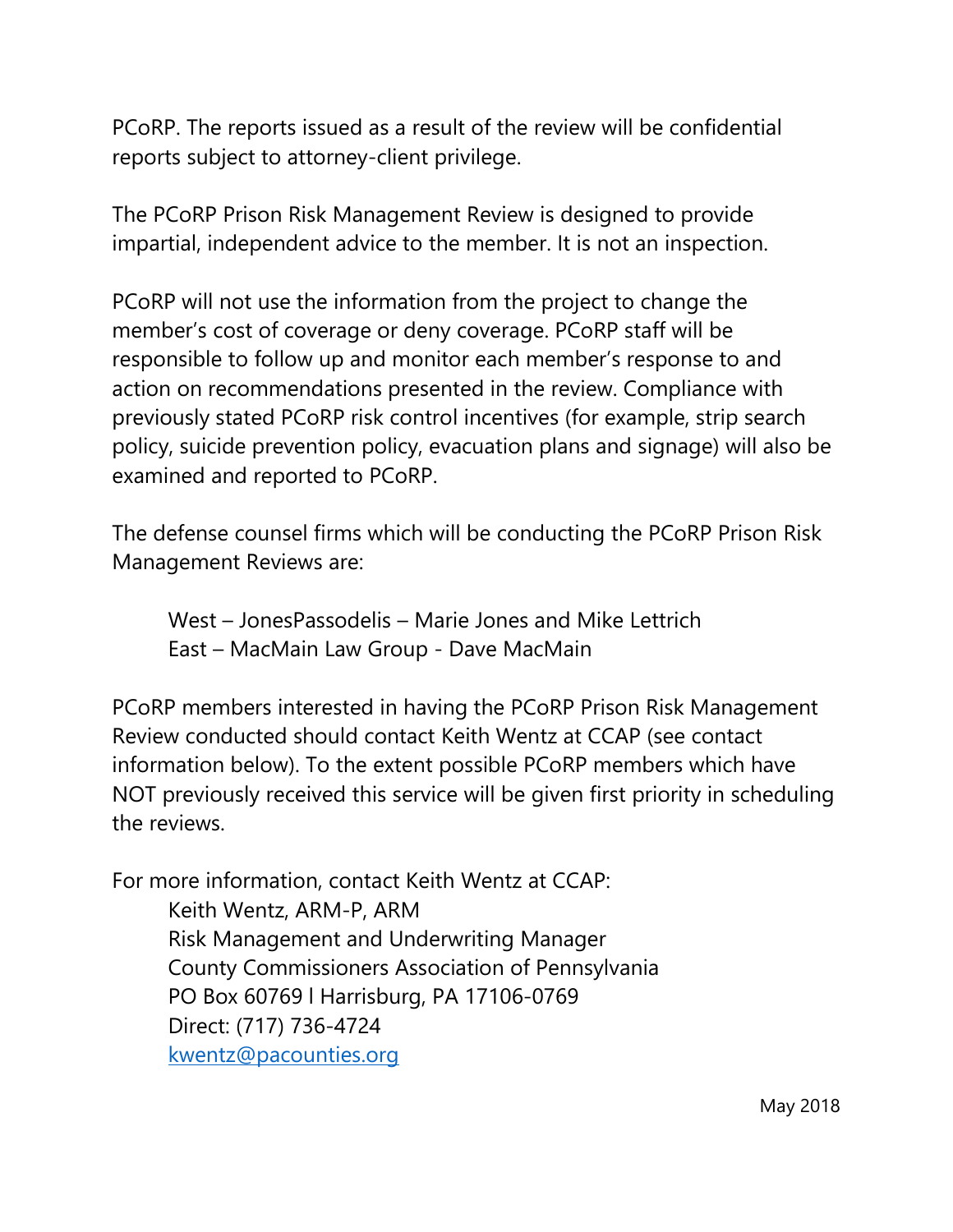PCoRP. The reports issued as a result of the review will be confidential reports subject to attorney-client privilege.

The PCoRP Prison Risk Management Review is designed to provide impartial, independent advice to the member. It is not an inspection.

PCoRP will not use the information from the project to change the member's cost of coverage or deny coverage. PCoRP staff will be responsible to follow up and monitor each member's response to and action on recommendations presented in the review. Compliance with previously stated PCoRP risk control incentives (for example, strip search policy, suicide prevention policy, evacuation plans and signage) will also be examined and reported to PCoRP.

The defense counsel firms which will be conducting the PCoRP Prison Risk Management Reviews are:

West – JonesPassodelis – Marie Jones and Mike Lettrich
East – MacMain Law Group - Dave MacMain

PCoRP members interested in having the PCoRP Prison Risk Management Review conducted should contact Keith Wentz at CCAP (see contact information below). To the extent possible PCoRP members which have NOT previously received this service will be given first priority in scheduling the reviews.

For more information, contact Keith Wentz at CCAP:
Keith Wentz, ARM-P, ARM
Risk Management and Underwriting Manager
County Commissioners Association of Pennsylvania
PO Box 60769 l Harrisburg, PA 17106-0769
Direct: (717) 736-4724
[kwentz@pacounties.org](mailto:kwentz@pacounties.org)

May 2018